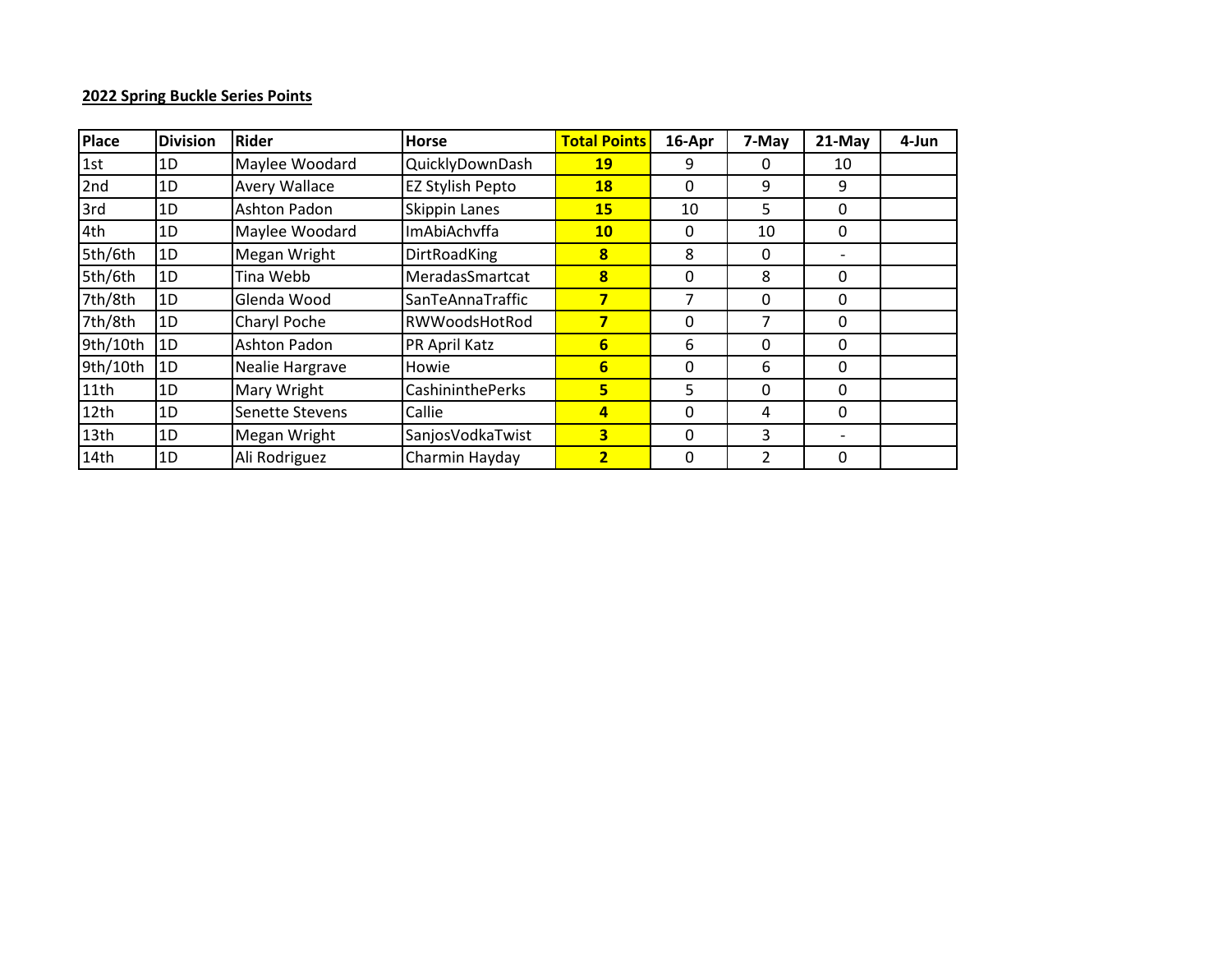**2022 Spring Buckle Series Points**

| Place | Division | Rider | Horse | Total Points | 16-Apr | 7-May | 21-May | 4-Jun |
|---|---|---|---|---|---|---|---|---|
| 1st | 1D | Maylee Woodard | QuicklyDownDash | **19** | 9 | 0 | 10 | |
| 2nd | 1D | Avery Wallace | EZ Stylish Pepto | **18** | 0 | 9 | 9 | |
| 3rd | 1D | Ashton Padon | Skippin Lanes | **15** | 10 | 5 | 0 | |
| 4th | 1D | Maylee Woodard | ImAbiAchvffa | **10** | 0 | 10 | 0 | |
| 5th/6th | 1D | Megan Wright | DirtRoadKing | **8** | 8 | 0 | - | |
| 5th/6th | 1D | Tina Webb | MeradasSmartcat | **8** | 0 | 8 | 0 | |
| 7th/8th | 1D | Glenda Wood | SanTeAnnaTraffic | **7** | 7 | 0 | 0 | |
| 7th/8th | 1D | Charyl Poche | RWWoodsHotRod | **7** | 0 | 7 | 0 | |
| 9th/10th | 1D | Ashton Padon | PR April Katz | **6** | 6 | 0 | 0 | |
| 9th/10th | 1D | Nealie Hargrave | Howie | **6** | 0 | 6 | 0 | |
| 11th | 1D | Mary Wright | CashininthePerks | **5** | 5 | 0 | 0 | |
| 12th | 1D | Senette Stevens | Callie | **4** | 0 | 4 | 0 | |
| 13th | 1D | Megan Wright | SanjosVodkaTwist | **3** | 0 | 3 | - | |
| 14th | 1D | Ali Rodriguez | Charmin Hayday | **2** | 0 | 2 | 0 | |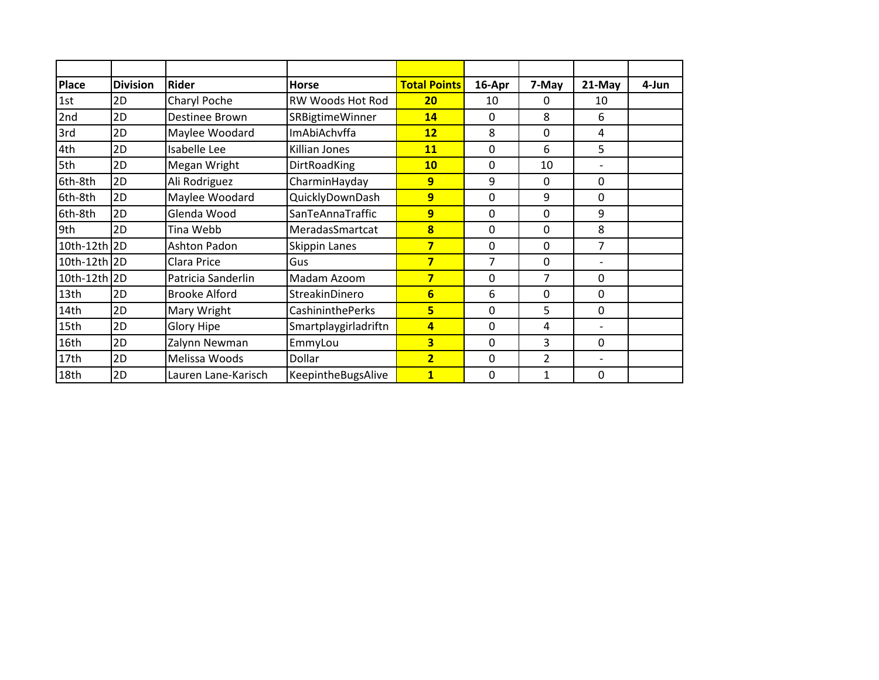| Place | Division | Rider | Horse | Total Points | 16-Apr | 7-May | 21-May | 4-Jun |
|---|---|---|---|---|---|---|---|---|
| 1st | 2D | Charyl Poche | RW Woods Hot Rod | **20** | 10 | 0 | 10 | |
| 2nd | 2D | Destinee Brown | SRBigtimeWinner | **14** | 0 | 8 | 6 | |
| 3rd | 2D | Maylee Woodard | ImAbiAchvffa | **12** | 8 | 0 | 4 | |
| 4th | 2D | Isabelle Lee | Killian Jones | **11** | 0 | 6 | 5 | |
| 5th | 2D | Megan Wright | DirtRoadKing | **10** | 0 | 10 | - | |
| 6th-8th | 2D | Ali Rodriguez | CharminHayday | **9** | 9 | 0 | 0 | |
| 6th-8th | 2D | Maylee Woodard | QuicklyDownDash | **9** | 0 | 9 | 0 | |
| 6th-8th | 2D | Glenda Wood | SanTeAnnaTraffic | **9** | 0 | 0 | 9 | |
| 9th | 2D | Tina Webb | MeradasSmartcat | **8** | 0 | 0 | 8 | |
| 10th-12th | 2D | Ashton Padon | Skippin Lanes | **7** | 0 | 0 | 7 | |
| 10th-12th | 2D | Clara Price | Gus | **7** | 7 | 0 | - | |
| 10th-12th | 2D | Patricia Sanderlin | Madam Azoom | **7** | 0 | 7 | 0 | |
| 13th | 2D | Brooke Alford | StreakinDinero | **6** | 6 | 0 | 0 | |
| 14th | 2D | Mary Wright | CashininthePerks | **5** | 0 | 5 | 0 | |
| 15th | 2D | Glory Hipe | Smartplaygirladriftn | **4** | 0 | 4 | - | |
| 16th | 2D | Zalynn Newman | EmmyLou | **3** | 0 | 3 | 0 | |
| 17th | 2D | Melissa Woods | Dollar | **2** | 0 | 2 | - | |
| 18th | 2D | Lauren Lane-Karisch | KeepintheBugsAlive | **1** | 0 | 1 | 0 | |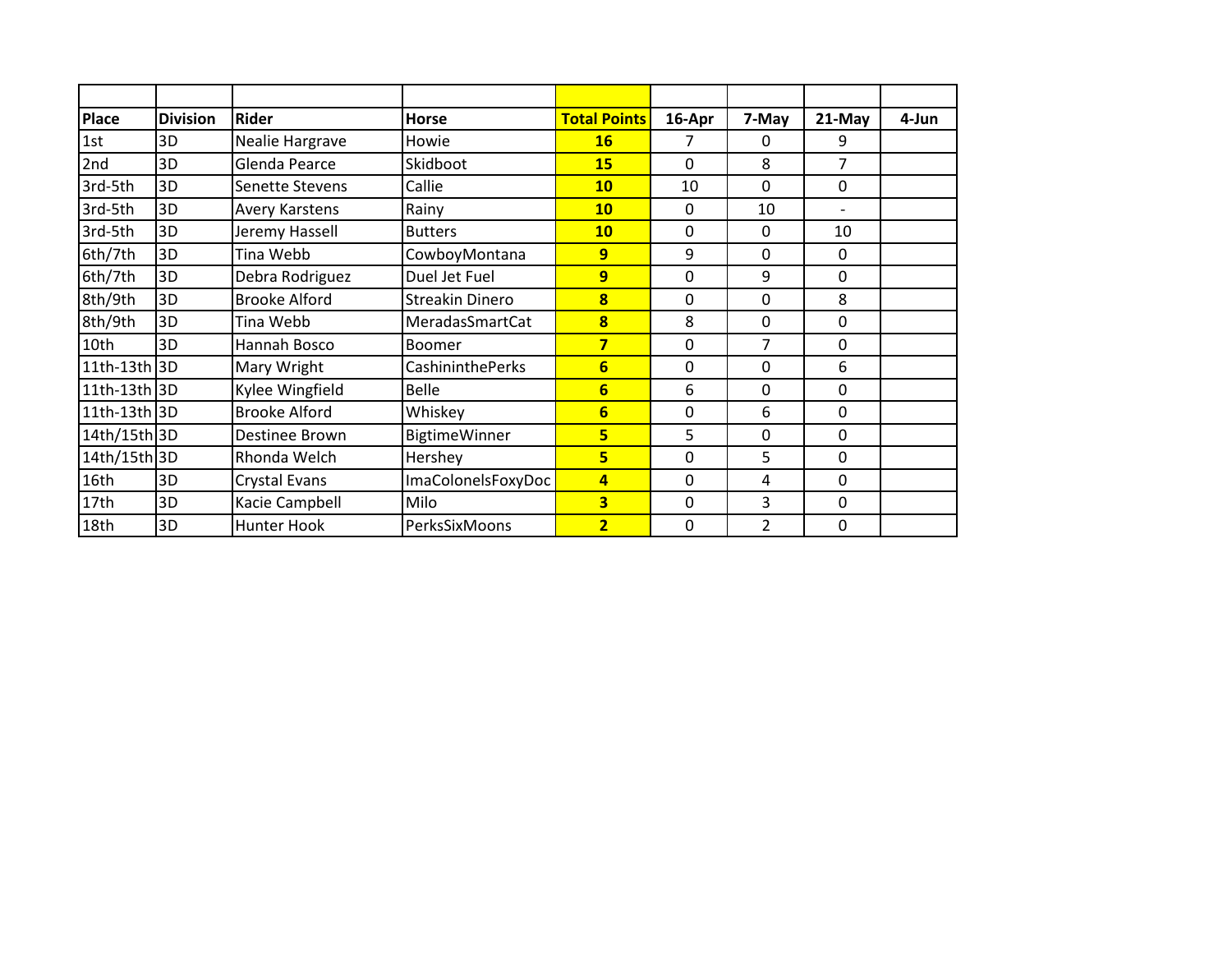| Place | Division | Rider | Horse | Total Points | 16-Apr | 7-May | 21-May | 4-Jun |
|---|---|---|---|---|---|---|---|---|
| 1st | 3D | Nealie Hargrave | Howie | **16** | 7 | 0 | 9 | |
| 2nd | 3D | Glenda Pearce | Skidboot | **15** | 0 | 8 | 7 | |
| 3rd-5th | 3D | Senette Stevens | Callie | **10** | 10 | 0 | 0 | |
| 3rd-5th | 3D | Avery Karstens | Rainy | **10** | 0 | 10 | - | |
| 3rd-5th | 3D | Jeremy Hassell | Butters | **10** | 0 | 0 | 10 | |
| 6th/7th | 3D | Tina Webb | CowboyMontana | **9** | 9 | 0 | 0 | |
| 6th/7th | 3D | Debra Rodriguez | Duel Jet Fuel | **9** | 0 | 9 | 0 | |
| 8th/9th | 3D | Brooke Alford | Streakin Dinero | **8** | 0 | 0 | 8 | |
| 8th/9th | 3D | Tina Webb | MeradasSmartCat | **8** | 8 | 0 | 0 | |
| 10th | 3D | Hannah Bosco | Boomer | **7** | 0 | 7 | 0 | |
| 11th-13th | 3D | Mary Wright | CashininthePerks | **6** | 0 | 0 | 6 | |
| 11th-13th | 3D | Kylee Wingfield | Belle | **6** | 6 | 0 | 0 | |
| 11th-13th | 3D | Brooke Alford | Whiskey | **6** | 0 | 6 | 0 | |
| 14th/15th | 3D | Destinee Brown | BigtimeWinner | **5** | 5 | 0 | 0 | |
| 14th/15th | 3D | Rhonda Welch | Hershey | **5** | 0 | 5 | 0 | |
| 16th | 3D | Crystal Evans | ImaColonelsFoxyDoc | **4** | 0 | 4 | 0 | |
| 17th | 3D | Kacie Campbell | Milo | **3** | 0 | 3 | 0 | |
| 18th | 3D | Hunter Hook | PerksSixMoons | **2** | 0 | 2 | 0 | |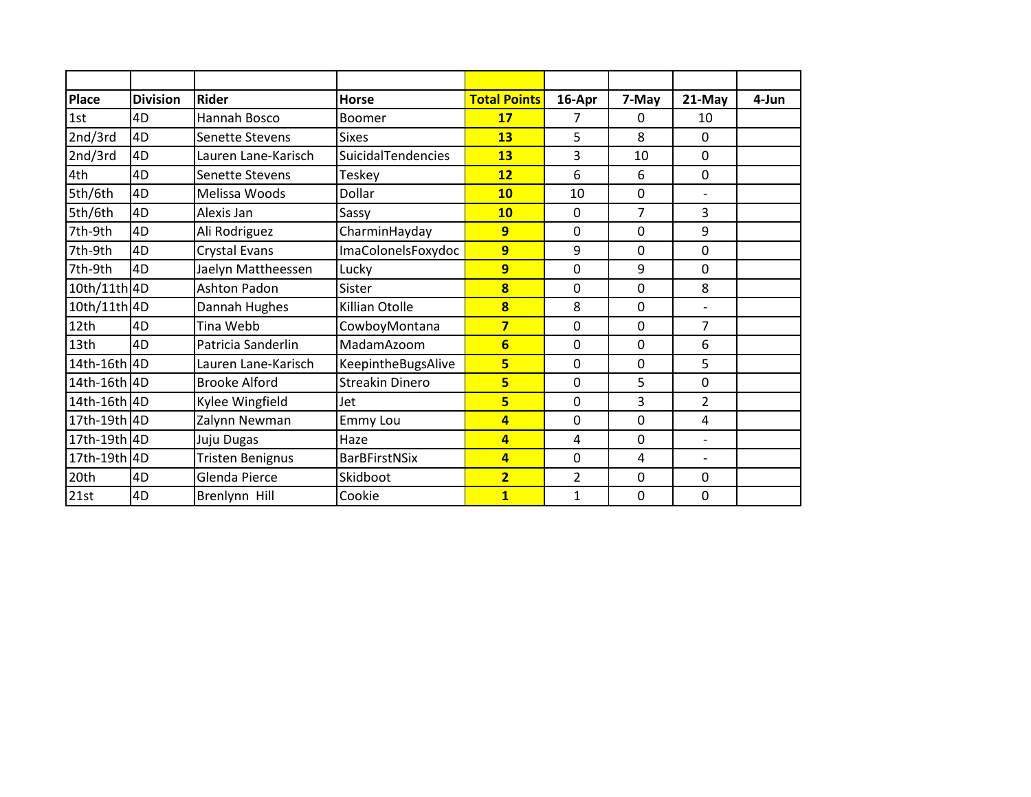| Place | Division | Rider | Horse | Total Points | 16-Apr | 7-May | 21-May | 4-Jun |
|---|---|---|---|---|---|---|---|---|
| 1st | 4D | Hannah Bosco | Boomer | **17** | 7 | 0 | 10 | |
| 2nd/3rd | 4D | Senette Stevens | Sixes | **13** | 5 | 8 | 0 | |
| 2nd/3rd | 4D | Lauren Lane-Karisch | SuicidalTendencies | **13** | 3 | 10 | 0 | |
| 4th | 4D | Senette Stevens | Teskey | **12** | 6 | 6 | 0 | |
| 5th/6th | 4D | Melissa Woods | Dollar | **10** | 10 | 0 | - | |
| 5th/6th | 4D | Alexis Jan | Sassy | **10** | 0 | 7 | 3 | |
| 7th-9th | 4D | Ali Rodriguez | CharminHayday | **9** | 0 | 0 | 9 | |
| 7th-9th | 4D | Crystal Evans | ImaColonelsFoxydoc | **9** | 9 | 0 | 0 | |
| 7th-9th | 4D | Jaelyn Mattheessen | Lucky | **9** | 0 | 9 | 0 | |
| 10th/11th | 4D | Ashton Padon | Sister | **8** | 0 | 0 | 8 | |
| 10th/11th | 4D | Dannah Hughes | Killian Otolle | **8** | 8 | 0 | - | |
| 12th | 4D | Tina Webb | CowboyMontana | **7** | 0 | 0 | 7 | |
| 13th | 4D | Patricia Sanderlin | MadamAzoom | **6** | 0 | 0 | 6 | |
| 14th-16th | 4D | Lauren Lane-Karisch | KeepintheBugsAlive | **5** | 0 | 0 | 5 | |
| 14th-16th | 4D | Brooke Alford | Streakin Dinero | **5** | 0 | 5 | 0 | |
| 14th-16th | 4D | Kylee Wingfield | Jet | **5** | 0 | 3 | 2 | |
| 17th-19th | 4D | Zalynn Newman | Emmy Lou | **4** | 0 | 0 | 4 | |
| 17th-19th | 4D | Juju Dugas | Haze | **4** | 4 | 0 | - | |
| 17th-19th | 4D | Tristen Benignus | BarBFirstNSix | **4** | 0 | 4 | - | |
| 20th | 4D | Glenda Pierce | Skidboot | **2** | 2 | 0 | 0 | |
| 21st | 4D | Brenlynn Hill | Cookie | **1** | 1 | 0 | 0 | |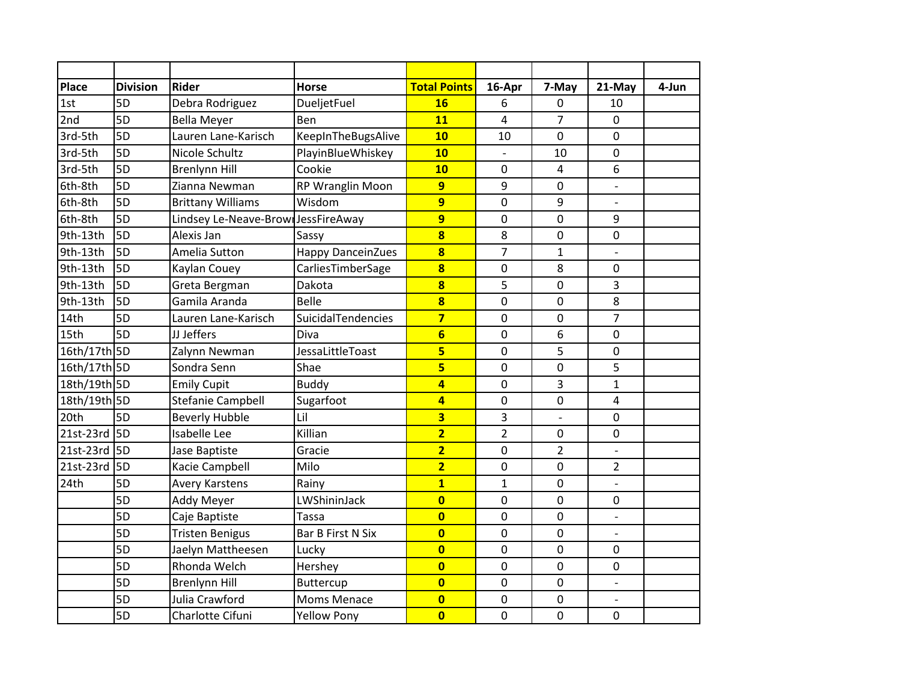| Place | Division | Rider | Horse | Total Points | 16-Apr | 7-May | 21-May | 4-Jun |
|---|---|---|---|---|---|---|---|---|
| 1st | 5D | Debra Rodriguez | DueljetFuel | **16** | 6 | 0 | 10 | |
| 2nd | 5D | Bella Meyer | Ben | **11** | 4 | 7 | 0 | |
| 3rd-5th | 5D | Lauren Lane-Karisch | KeepInTheBugsAlive | **10** | 10 | 0 | 0 | |
| 3rd-5th | 5D | Nicole Schultz | PlayinBlueWhiskey | **10** | - | 10 | 0 | |
| 3rd-5th | 5D | Brenlynn Hill | Cookie | **10** | 0 | 4 | 6 | |
| 6th-8th | 5D | Zianna Newman | RP Wranglin Moon | **9** | 9 | 0 | - | |
| 6th-8th | 5D | Brittany Williams | Wisdom | **9** | 0 | 9 | - | |
| 6th-8th | 5D | Lindsey Le-Neave-Brow | JessFireAway | **9** | 0 | 0 | 9 | |
| 9th-13th | 5D | Alexis Jan | Sassy | **8** | 8 | 0 | 0 | |
| 9th-13th | 5D | Amelia Sutton | Happy DanceinZues | **8** | 7 | 1 | - | |
| 9th-13th | 5D | Kaylan Couey | CarliesTimberSage | **8** | 0 | 8 | 0 | |
| 9th-13th | 5D | Greta Bergman | Dakota | **8** | 5 | 0 | 3 | |
| 9th-13th | 5D | Gamila Aranda | Belle | **8** | 0 | 0 | 8 | |
| 14th | 5D | Lauren Lane-Karisch | SuicidalTendencies | **7** | 0 | 0 | 7 | |
| 15th | 5D | JJ Jeffers | Diva | **6** | 0 | 6 | 0 | |
| 16th/17th | 5D | Zalynn Newman | JessaLittleToast | **5** | 0 | 5 | 0 | |
| 16th/17th | 5D | Sondra Senn | Shae | **5** | 0 | 0 | 5 | |
| 18th/19th | 5D | Emily Cupit | Buddy | **4** | 0 | 3 | 1 | |
| 18th/19th | 5D | Stefanie Campbell | Sugarfoot | **4** | 0 | 0 | 4 | |
| 20th | 5D | Beverly Hubble | Lil | **3** | 3 | - | 0 | |
| 21st-23rd | 5D | Isabelle Lee | Killian | **2** | 2 | 0 | 0 | |
| 21st-23rd | 5D | Jase Baptiste | Gracie | **2** | 0 | 2 | - | |
| 21st-23rd | 5D | Kacie Campbell | Milo | **2** | 0 | 0 | 2 | |
| 24th | 5D | Avery Karstens | Rainy | **1** | 1 | 0 | - | |
| | 5D | Addy Meyer | LWShininJack | **0** | 0 | 0 | 0 | |
| | 5D | Caje Baptiste | Tassa | **0** | 0 | 0 | - | |
| | 5D | Tristen Benigus | Bar B First N Six | **0** | 0 | 0 | - | |
| | 5D | Jaelyn Mattheesen | Lucky | **0** | 0 | 0 | 0 | |
| | 5D | Rhonda Welch | Hershey | **0** | 0 | 0 | 0 | |
| | 5D | Brenlynn Hill | Buttercup | **0** | 0 | 0 | - | |
| | 5D | Julia Crawford | Moms Menace | **0** | 0 | 0 | - | |
| | 5D | Charlotte Cifuni | Yellow Pony | **0** | 0 | 0 | 0 | |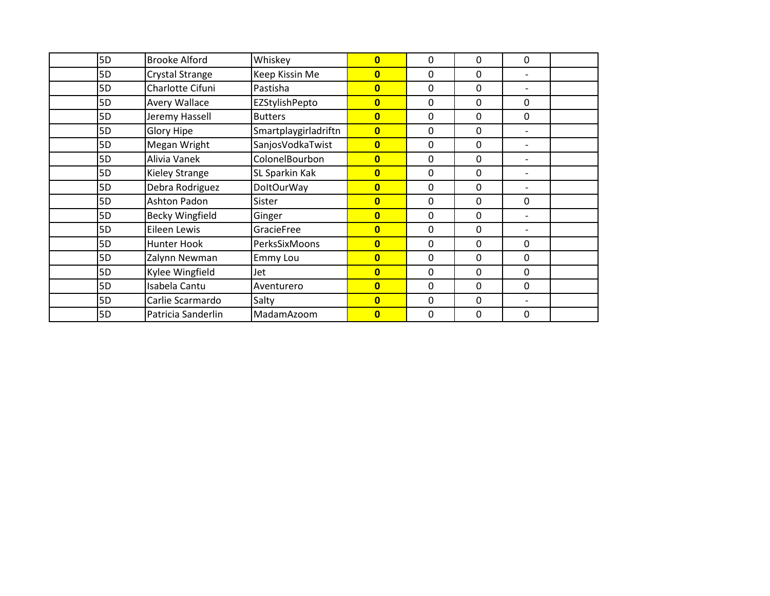|  |  |  |  |  |  |  |  |  |
|---|---|---|---|---|---|---|---|---|
|  | 5D | Brooke Alford | Whiskey | **0** | 0 | 0 | 0 |  |
|  | 5D | Crystal Strange | Keep Kissin Me | **0** | 0 | 0 | - |  |
|  | 5D | Charlotte Cifuni | Pastisha | **0** | 0 | 0 | - |  |
|  | 5D | Avery Wallace | EZStylishPepto | **0** | 0 | 0 | 0 |  |
|  | 5D | Jeremy Hassell | Butters | **0** | 0 | 0 | 0 |  |
|  | 5D | Glory Hipe | Smartplaygirladriftn | **0** | 0 | 0 | - |  |
|  | 5D | Megan Wright | SanjosVodkaTwist | **0** | 0 | 0 | - |  |
|  | 5D | Alivia Vanek | ColonelBourbon | **0** | 0 | 0 | - |  |
|  | 5D | Kieley Strange | SL Sparkin Kak | **0** | 0 | 0 | - |  |
|  | 5D | Debra Rodriguez | DoItOurWay | **0** | 0 | 0 | - |  |
|  | 5D | Ashton Padon | Sister | **0** | 0 | 0 | 0 |  |
|  | 5D | Becky Wingfield | Ginger | **0** | 0 | 0 | - |  |
|  | 5D | Eileen Lewis | GracieFree | **0** | 0 | 0 | - |  |
|  | 5D | Hunter Hook | PerksSixMoons | **0** | 0 | 0 | 0 |  |
|  | 5D | Zalynn Newman | Emmy Lou | **0** | 0 | 0 | 0 |  |
|  | 5D | Kylee Wingfield | Jet | **0** | 0 | 0 | 0 |  |
|  | 5D | Isabela Cantu | Aventurero | **0** | 0 | 0 | 0 |  |
|  | 5D | Carlie Scarmardo | Salty | **0** | 0 | 0 | - |  |
|  | 5D | Patricia Sanderlin | MadamAzoom | **0** | 0 | 0 | 0 |  |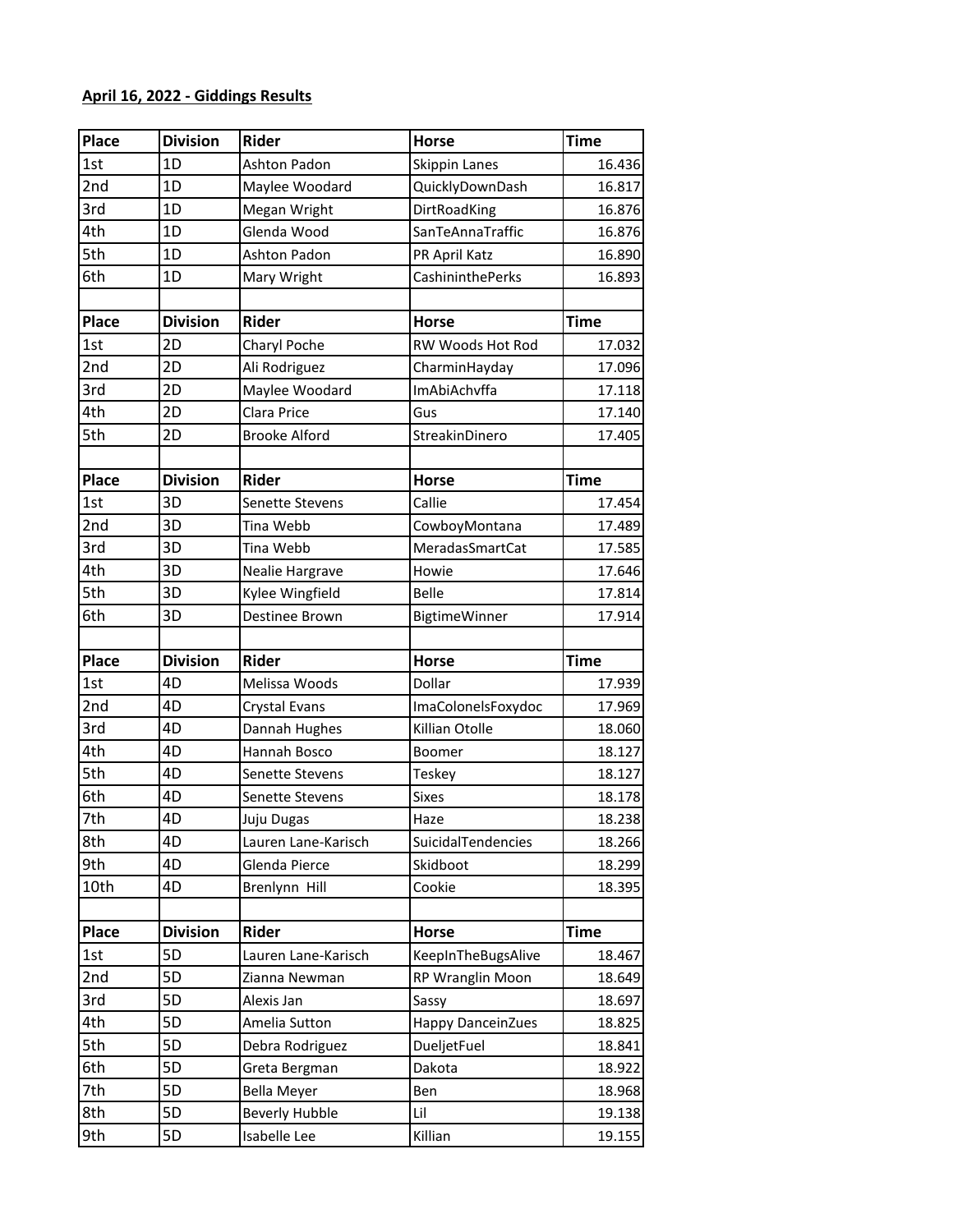**April 16, 2022 - Giddings Results**

| Place | Division | Rider | Horse | Time |
|---|---|---|---|---|
| 1st | 1D | Ashton Padon | Skippin Lanes | 16.436 |
| 2nd | 1D | Maylee Woodard | QuicklyDownDash | 16.817 |
| 3rd | 1D | Megan Wright | DirtRoadKing | 16.876 |
| 4th | 1D | Glenda Wood | SanTeAnnaTraffic | 16.876 |
| 5th | 1D | Ashton Padon | PR April Katz | 16.890 |
| 6th | 1D | Mary Wright | CashininthePerks | 16.893 |
| | | | | |
| Place | Division | Rider | Horse | Time |
| 1st | 2D | Charyl Poche | RW Woods Hot Rod | 17.032 |
| 2nd | 2D | Ali Rodriguez | CharminHayday | 17.096 |
| 3rd | 2D | Maylee Woodard | ImAbiAchvffa | 17.118 |
| 4th | 2D | Clara Price | Gus | 17.140 |
| 5th | 2D | Brooke Alford | StreakinDinero | 17.405 |
| | | | | |
| Place | Division | Rider | Horse | Time |
| 1st | 3D | Senette Stevens | Callie | 17.454 |
| 2nd | 3D | Tina Webb | CowboyMontana | 17.489 |
| 3rd | 3D | Tina Webb | MeradasSmartCat | 17.585 |
| 4th | 3D | Nealie Hargrave | Howie | 17.646 |
| 5th | 3D | Kylee Wingfield | Belle | 17.814 |
| 6th | 3D | Destinee Brown | BigtimeWinner | 17.914 |
| | | | | |
| Place | Division | Rider | Horse | Time |
| 1st | 4D | Melissa Woods | Dollar | 17.939 |
| 2nd | 4D | Crystal Evans | ImaColonelsFoxydoc | 17.969 |
| 3rd | 4D | Dannah Hughes | Killian Otolle | 18.060 |
| 4th | 4D | Hannah Bosco | Boomer | 18.127 |
| 5th | 4D | Senette Stevens | Teskey | 18.127 |
| 6th | 4D | Senette Stevens | Sixes | 18.178 |
| 7th | 4D | Juju Dugas | Haze | 18.238 |
| 8th | 4D | Lauren Lane-Karisch | SuicidalTendencies | 18.266 |
| 9th | 4D | Glenda Pierce | Skidboot | 18.299 |
| 10th | 4D | Brenlynn Hill | Cookie | 18.395 |
| | | | | |
| Place | Division | Rider | Horse | Time |
| 1st | 5D | Lauren Lane-Karisch | KeepInTheBugsAlive | 18.467 |
| 2nd | 5D | Zianna Newman | RP Wranglin Moon | 18.649 |
| 3rd | 5D | Alexis Jan | Sassy | 18.697 |
| 4th | 5D | Amelia Sutton | Happy DanceinZues | 18.825 |
| 5th | 5D | Debra Rodriguez | DueljetFuel | 18.841 |
| 6th | 5D | Greta Bergman | Dakota | 18.922 |
| 7th | 5D | Bella Meyer | Ben | 18.968 |
| 8th | 5D | Beverly Hubble | Lil | 19.138 |
| 9th | 5D | Isabelle Lee | Killian | 19.155 |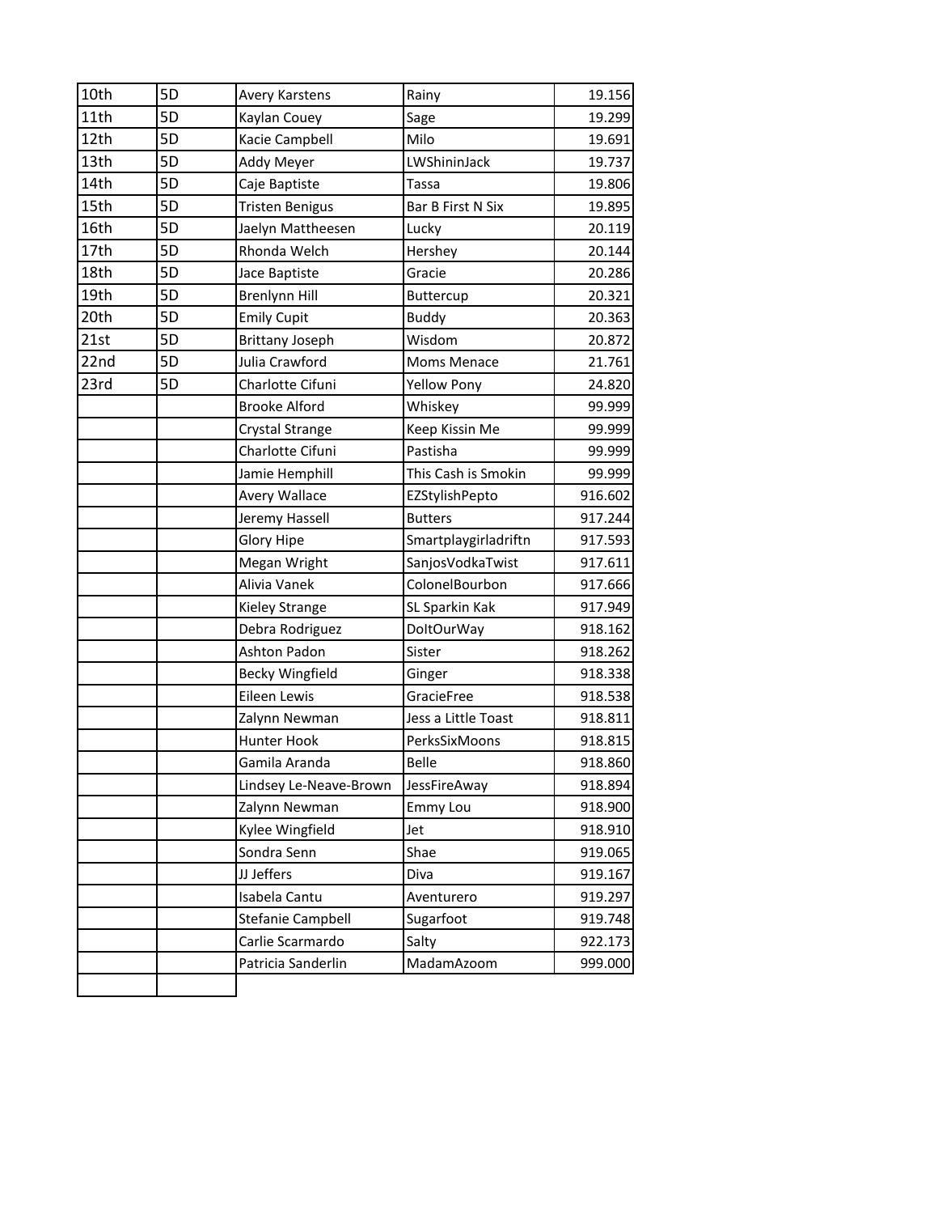| | | | | |
|---|---|---|---|---|
| 10th | 5D | Avery Karstens | Rainy | 19.156 |
| 11th | 5D | Kaylan Couey | Sage | 19.299 |
| 12th | 5D | Kacie Campbell | Milo | 19.691 |
| 13th | 5D | Addy Meyer | LWShininJack | 19.737 |
| 14th | 5D | Caje Baptiste | Tassa | 19.806 |
| 15th | 5D | Tristen Benigus | Bar B First N Six | 19.895 |
| 16th | 5D | Jaelyn Mattheesen | Lucky | 20.119 |
| 17th | 5D | Rhonda Welch | Hershey | 20.144 |
| 18th | 5D | Jace Baptiste | Gracie | 20.286 |
| 19th | 5D | Brenlynn Hill | Buttercup | 20.321 |
| 20th | 5D | Emily Cupit | Buddy | 20.363 |
| 21st | 5D | Brittany Joseph | Wisdom | 20.872 |
| 22nd | 5D | Julia Crawford | Moms Menace | 21.761 |
| 23rd | 5D | Charlotte Cifuni | Yellow Pony | 24.820 |
| | | Brooke Alford | Whiskey | 99.999 |
| | | Crystal Strange | Keep Kissin Me | 99.999 |
| | | Charlotte Cifuni | Pastisha | 99.999 |
| | | Jamie Hemphill | This Cash is Smokin | 99.999 |
| | | Avery Wallace | EZStylishPepto | 916.602 |
| | | Jeremy Hassell | Butters | 917.244 |
| | | Glory Hipe | Smartplaygirladriftn | 917.593 |
| | | Megan Wright | SanjosVodkaTwist | 917.611 |
| | | Alivia Vanek | ColonelBourbon | 917.666 |
| | | Kieley Strange | SL Sparkin Kak | 917.949 |
| | | Debra Rodriguez | DoItOurWay | 918.162 |
| | | Ashton Padon | Sister | 918.262 |
| | | Becky Wingfield | Ginger | 918.338 |
| | | Eileen Lewis | GracieFree | 918.538 |
| | | Zalynn Newman | Jess a Little Toast | 918.811 |
| | | Hunter Hook | PerksSixMoons | 918.815 |
| | | Gamila Aranda | Belle | 918.860 |
| | | Lindsey Le-Neave-Brown | JessFireAway | 918.894 |
| | | Zalynn Newman | Emmy Lou | 918.900 |
| | | Kylee Wingfield | Jet | 918.910 |
| | | Sondra Senn | Shae | 919.065 |
| | | JJ Jeffers | Diva | 919.167 |
| | | Isabela Cantu | Aventurero | 919.297 |
| | | Stefanie Campbell | Sugarfoot | 919.748 |
| | | Carlie Scarmardo | Salty | 922.173 |
| | | Patricia Sanderlin | MadamAzoom | 999.000 |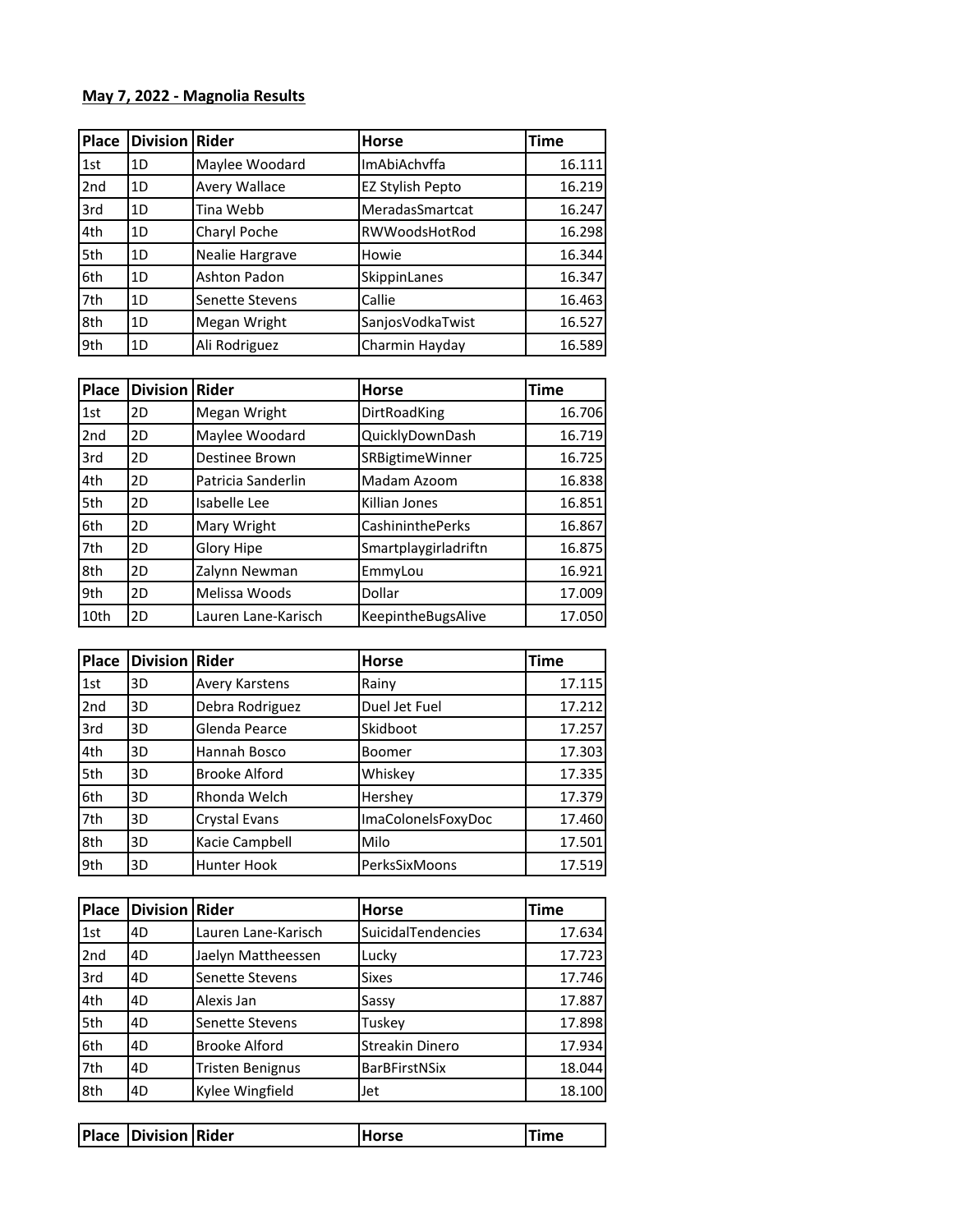**May 7, 2022 - Magnolia Results**

| Place | Division | Rider | Horse | Time |
|---|---|---|---|---|
| 1st | 1D | Maylee Woodard | ImAbiAchvffa | 16.111 |
| 2nd | 1D | Avery Wallace | EZ Stylish Pepto | 16.219 |
| 3rd | 1D | Tina Webb | MeradasSmartcat | 16.247 |
| 4th | 1D | Charyl Poche | RWWoodsHotRod | 16.298 |
| 5th | 1D | Nealie Hargrave | Howie | 16.344 |
| 6th | 1D | Ashton Padon | SkippinLanes | 16.347 |
| 7th | 1D | Senette Stevens | Callie | 16.463 |
| 8th | 1D | Megan Wright | SanjosVodkaTwist | 16.527 |
| 9th | 1D | Ali Rodriguez | Charmin Hayday | 16.589 |

| Place | Division | Rider | Horse | Time |
|---|---|---|---|---|
| 1st | 2D | Megan Wright | DirtRoadKing | 16.706 |
| 2nd | 2D | Maylee Woodard | QuicklyDownDash | 16.719 |
| 3rd | 2D | Destinee Brown | SRBigtimeWinner | 16.725 |
| 4th | 2D | Patricia Sanderlin | Madam Azoom | 16.838 |
| 5th | 2D | Isabelle Lee | Killian Jones | 16.851 |
| 6th | 2D | Mary Wright | CashininthePerks | 16.867 |
| 7th | 2D | Glory Hipe | Smartplaygirladriftn | 16.875 |
| 8th | 2D | Zalynn Newman | EmmyLou | 16.921 |
| 9th | 2D | Melissa Woods | Dollar | 17.009 |
| 10th | 2D | Lauren Lane-Karisch | KeepintheBugsAlive | 17.050 |

| Place | Division | Rider | Horse | Time |
|---|---|---|---|---|
| 1st | 3D | Avery Karstens | Rainy | 17.115 |
| 2nd | 3D | Debra Rodriguez | Duel Jet Fuel | 17.212 |
| 3rd | 3D | Glenda Pearce | Skidboot | 17.257 |
| 4th | 3D | Hannah Bosco | Boomer | 17.303 |
| 5th | 3D | Brooke Alford | Whiskey | 17.335 |
| 6th | 3D | Rhonda Welch | Hershey | 17.379 |
| 7th | 3D | Crystal Evans | ImaColonelsFoxyDoc | 17.460 |
| 8th | 3D | Kacie Campbell | Milo | 17.501 |
| 9th | 3D | Hunter Hook | PerksSixMoons | 17.519 |

| Place | Division | Rider | Horse | Time |
|---|---|---|---|---|
| 1st | 4D | Lauren Lane-Karisch | SuicidalTendencies | 17.634 |
| 2nd | 4D | Jaelyn Mattheessen | Lucky | 17.723 |
| 3rd | 4D | Senette Stevens | Sixes | 17.746 |
| 4th | 4D | Alexis Jan | Sassy | 17.887 |
| 5th | 4D | Senette Stevens | Tuskey | 17.898 |
| 6th | 4D | Brooke Alford | Streakin Dinero | 17.934 |
| 7th | 4D | Tristen Benignus | BarBFirstNSix | 18.044 |
| 8th | 4D | Kylee Wingfield | Jet | 18.100 |

| Place | Division | Rider | Horse | Time |
|---|---|---|---|---|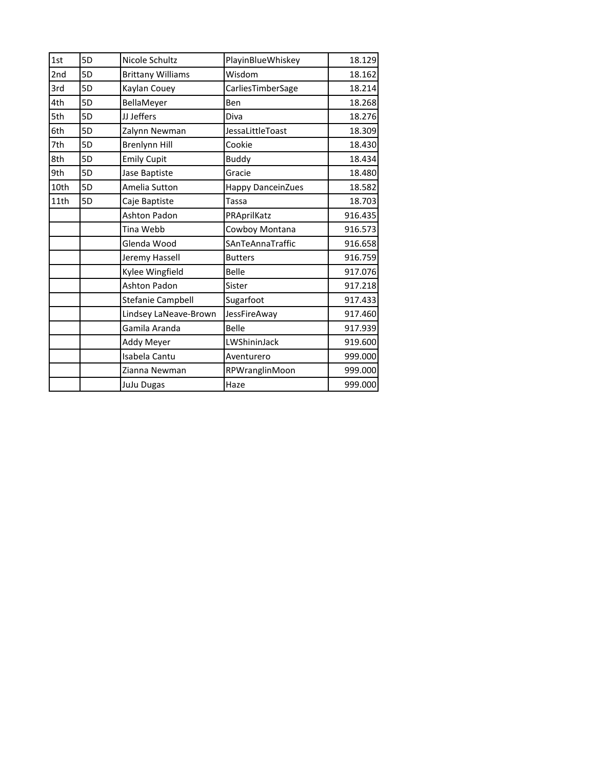| 1st | 5D | Nicole Schultz | PlayinBlueWhiskey | 18.129 |
|---|---|---|---|---|
| 2nd | 5D | Brittany Williams | Wisdom | 18.162 |
| 3rd | 5D | Kaylan Couey | CarliesTimberSage | 18.214 |
| 4th | 5D | BellaMeyer | Ben | 18.268 |
| 5th | 5D | JJ Jeffers | Diva | 18.276 |
| 6th | 5D | Zalynn Newman | JessaLittleToast | 18.309 |
| 7th | 5D | Brenlynn Hill | Cookie | 18.430 |
| 8th | 5D | Emily Cupit | Buddy | 18.434 |
| 9th | 5D | Jase Baptiste | Gracie | 18.480 |
| 10th | 5D | Amelia Sutton | Happy DanceinZues | 18.582 |
| 11th | 5D | Caje Baptiste | Tassa | 18.703 |
| | | Ashton Padon | PRAprilKatz | 916.435 |
| | | Tina Webb | Cowboy Montana | 916.573 |
| | | Glenda Wood | SAnTeAnnaTraffic | 916.658 |
| | | Jeremy Hassell | Butters | 916.759 |
| | | Kylee Wingfield | Belle | 917.076 |
| | | Ashton Padon | Sister | 917.218 |
| | | Stefanie Campbell | Sugarfoot | 917.433 |
| | | Lindsey LaNeave-Brown | JessFireAway | 917.460 |
| | | Gamila Aranda | Belle | 917.939 |
| | | Addy Meyer | LWShininJack | 919.600 |
| | | Isabela Cantu | Aventurero | 999.000 |
| | | Zianna Newman | RPWranglinMoon | 999.000 |
| | | JuJu Dugas | Haze | 999.000 |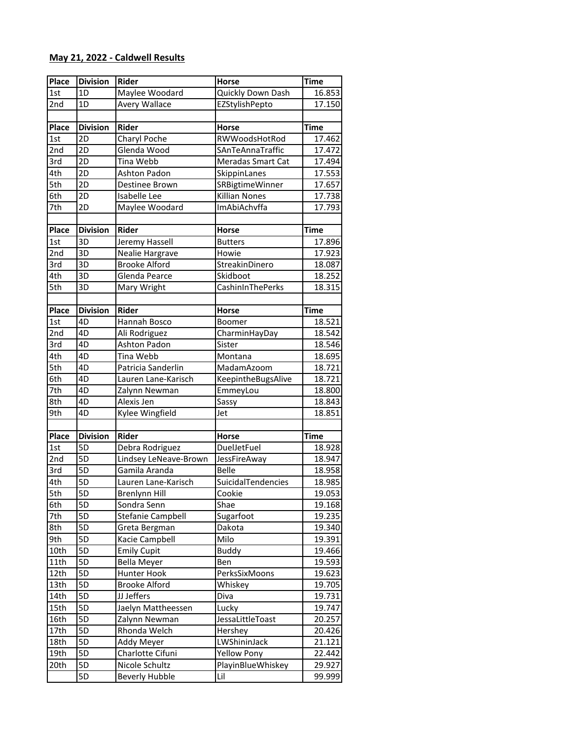**May 21, 2022 - Caldwell Results**

| Place | Division | Rider | Horse | Time |
|---|---|---|---|---|
| 1st | 1D | Maylee Woodard | Quickly Down Dash | 16.853 |
| 2nd | 1D | Avery Wallace | EZStylishPepto | 17.150 |
| | | | | |
| Place | Division | Rider | Horse | Time |
| 1st | 2D | Charyl Poche | RWWoodsHotRod | 17.462 |
| 2nd | 2D | Glenda Wood | SAnTeAnnaTraffic | 17.472 |
| 3rd | 2D | Tina Webb | Meradas Smart Cat | 17.494 |
| 4th | 2D | Ashton Padon | SkippinLanes | 17.553 |
| 5th | 2D | Destinee Brown | SRBigtimeWinner | 17.657 |
| 6th | 2D | Isabelle Lee | Killian Nones | 17.738 |
| 7th | 2D | Maylee Woodard | ImAbiAchvffa | 17.793 |
| | | | | |
| Place | Division | Rider | Horse | Time |
| 1st | 3D | Jeremy Hassell | Butters | 17.896 |
| 2nd | 3D | Nealie Hargrave | Howie | 17.923 |
| 3rd | 3D | Brooke Alford | StreakinDinero | 18.087 |
| 4th | 3D | Glenda Pearce | Skidboot | 18.252 |
| 5th | 3D | Mary Wright | CashinInThePerks | 18.315 |
| | | | | |
| Place | Division | Rider | Horse | Time |
| 1st | 4D | Hannah Bosco | Boomer | 18.521 |
| 2nd | 4D | Ali Rodriguez | CharminHayDay | 18.542 |
| 3rd | 4D | Ashton Padon | Sister | 18.546 |
| 4th | 4D | Tina Webb | Montana | 18.695 |
| 5th | 4D | Patricia Sanderlin | MadamAzoom | 18.721 |
| 6th | 4D | Lauren Lane-Karisch | KeepintheBugsAlive | 18.721 |
| 7th | 4D | Zalynn Newman | EmmeyLou | 18.800 |
| 8th | 4D | Alexis Jen | Sassy | 18.843 |
| 9th | 4D | Kylee Wingfield | Jet | 18.851 |
| | | | | |
| Place | Division | Rider | Horse | Time |
| 1st | 5D | Debra Rodriguez | DuelJetFuel | 18.928 |
| 2nd | 5D | Lindsey LeNeave-Brown | JessFireAway | 18.947 |
| 3rd | 5D | Gamila Aranda | Belle | 18.958 |
| 4th | 5D | Lauren Lane-Karisch | SuicidalTendencies | 18.985 |
| 5th | 5D | Brenlynn Hill | Cookie | 19.053 |
| 6th | 5D | Sondra Senn | Shae | 19.168 |
| 7th | 5D | Stefanie Campbell | Sugarfoot | 19.235 |
| 8th | 5D | Greta Bergman | Dakota | 19.340 |
| 9th | 5D | Kacie Campbell | Milo | 19.391 |
| 10th | 5D | Emily Cupit | Buddy | 19.466 |
| 11th | 5D | Bella Meyer | Ben | 19.593 |
| 12th | 5D | Hunter Hook | PerksSixMoons | 19.623 |
| 13th | 5D | Brooke Alford | Whiskey | 19.705 |
| 14th | 5D | JJ Jeffers | Diva | 19.731 |
| 15th | 5D | Jaelyn Mattheessen | Lucky | 19.747 |
| 16th | 5D | Zalynn Newman | JessaLittleToast | 20.257 |
| 17th | 5D | Rhonda Welch | Hershey | 20.426 |
| 18th | 5D | Addy Meyer | LWShininJack | 21.121 |
| 19th | 5D | Charlotte Cifuni | Yellow Pony | 22.442 |
| 20th | 5D | Nicole Schultz | PlayinBlueWhiskey | 29.927 |
| | 5D | Beverly Hubble | Lil | 99.999 |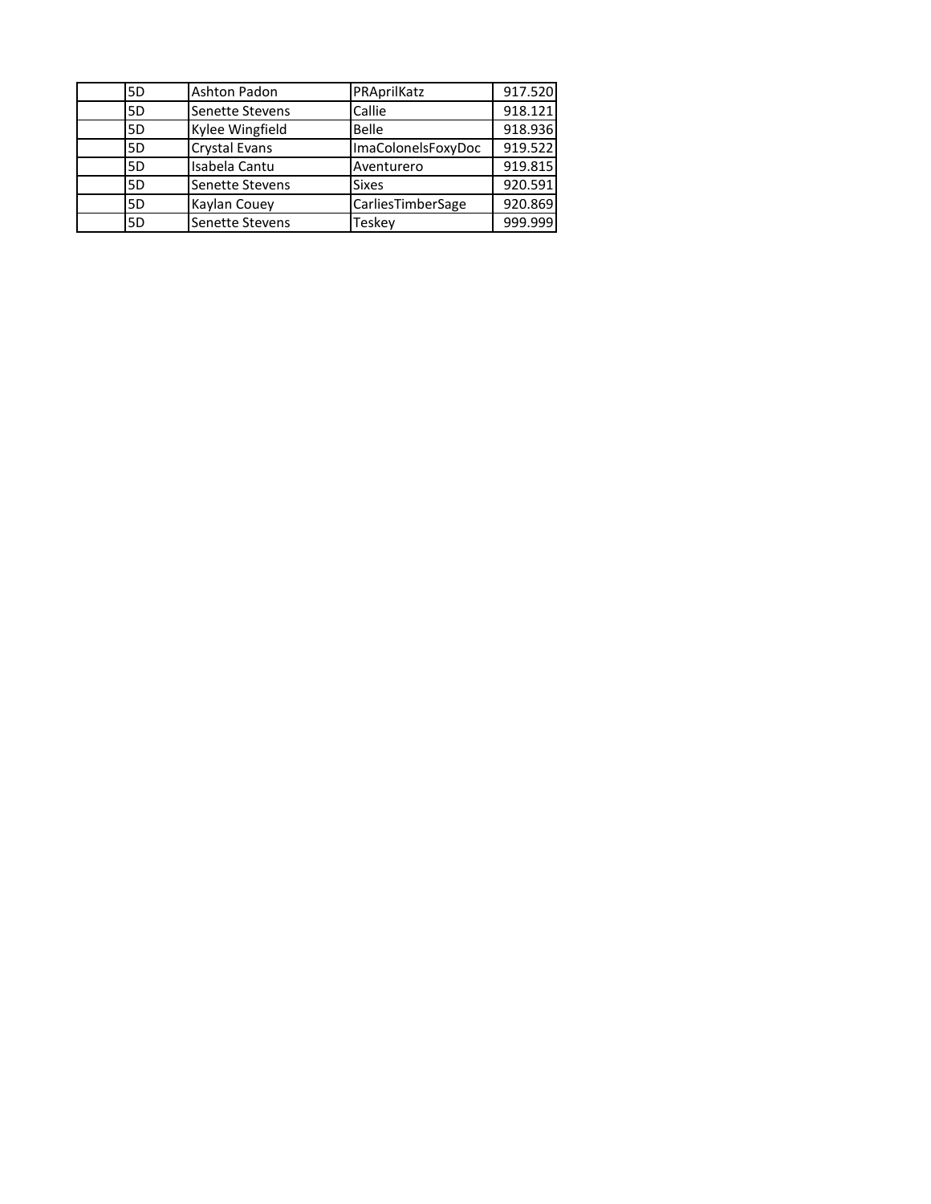| | | | | |
|---|---|---|---|---|
| | 5D | Ashton Padon | PRAprilKatz | 917.520 |
| | 5D | Senette Stevens | Callie | 918.121 |
| | 5D | Kylee Wingfield | Belle | 918.936 |
| | 5D | Crystal Evans | ImaColonelsFoxyDoc | 919.522 |
| | 5D | Isabela Cantu | Aventurero | 919.815 |
| | 5D | Senette Stevens | Sixes | 920.591 |
| | 5D | Kaylan Couey | CarliesTimberSage | 920.869 |
| | 5D | Senette Stevens | Teskey | 999.999 |